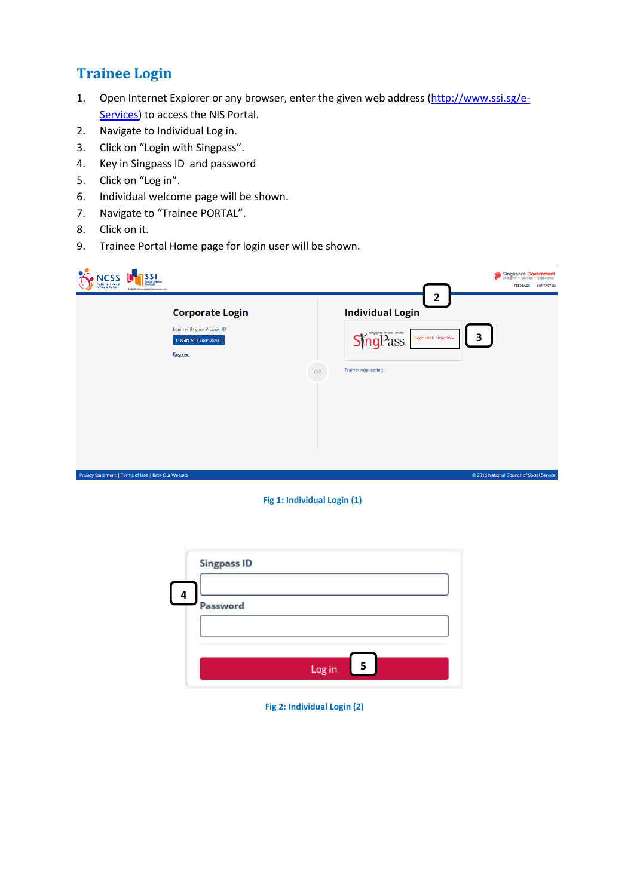# Trainee Login

1. Open Internet Explorer or any browser, enter the given web address ([http://www.ssi.sg/e-Services](http://www.ssi.sg/e-Services)) to access the NIS Portal.
2. Navigate to Individual Log in.
3. Click on "Login with Singpass".
4. Key in Singpass ID and password
5. Click on "Log in".
6. Individual welcome page will be shown.
7. Navigate to "Trainee PORTAL".
8. Click on it.
9. Trainee Portal Home page for login user will be shown.

Fig 1: Individual Login (1)

Fig 2: Individual Login (2)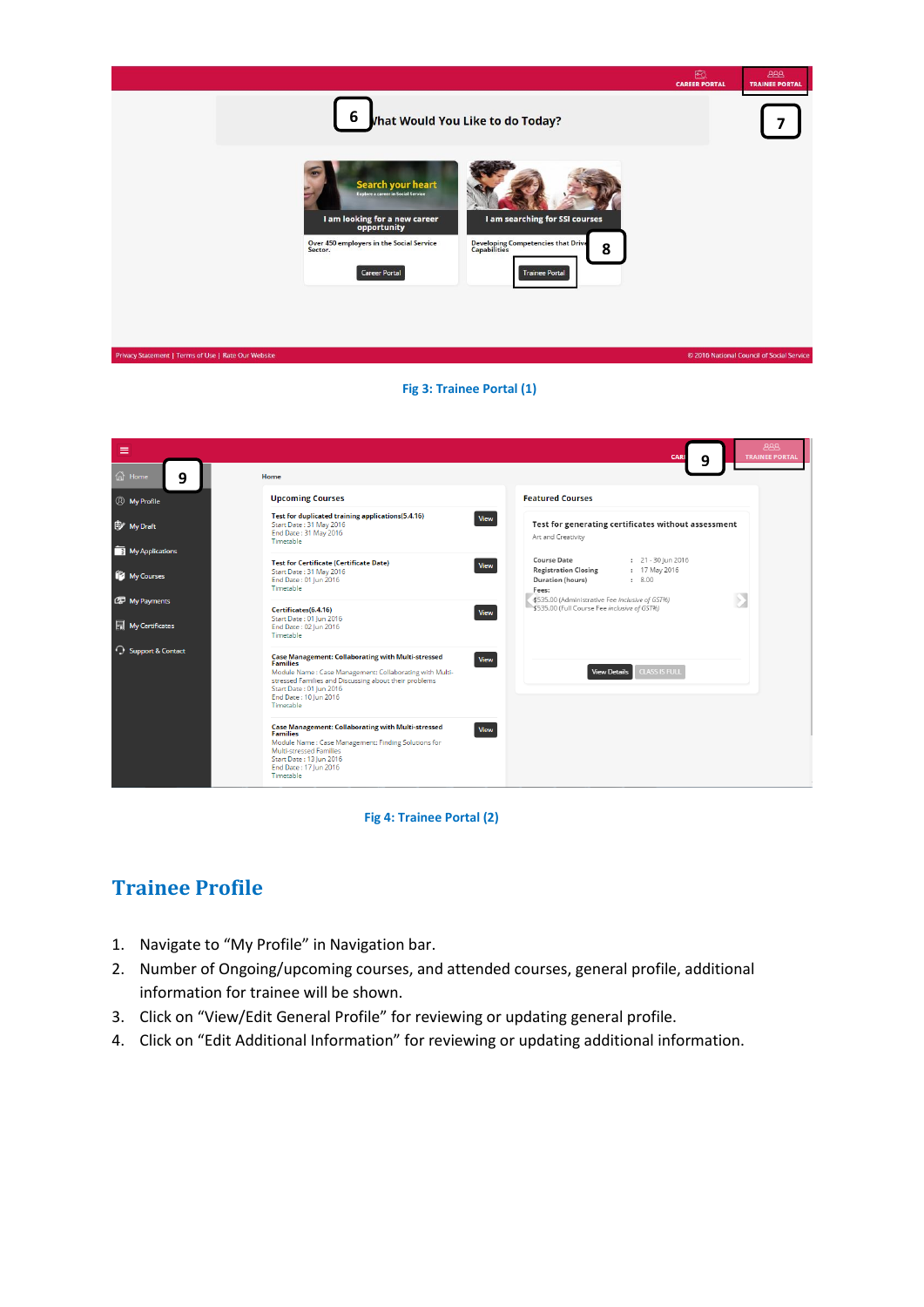Fig 3: Trainee Portal (1)

Fig 4: Trainee Portal (2)

## Trainee Profile

1. Navigate to “My Profile” in Navigation bar.
2. Number of Ongoing/upcoming courses, and attended courses, general profile, additional information for trainee will be shown.
3. Click on “View/Edit General Profile” for reviewing or updating general profile.
4. Click on “Edit Additional Information” for reviewing or updating additional information.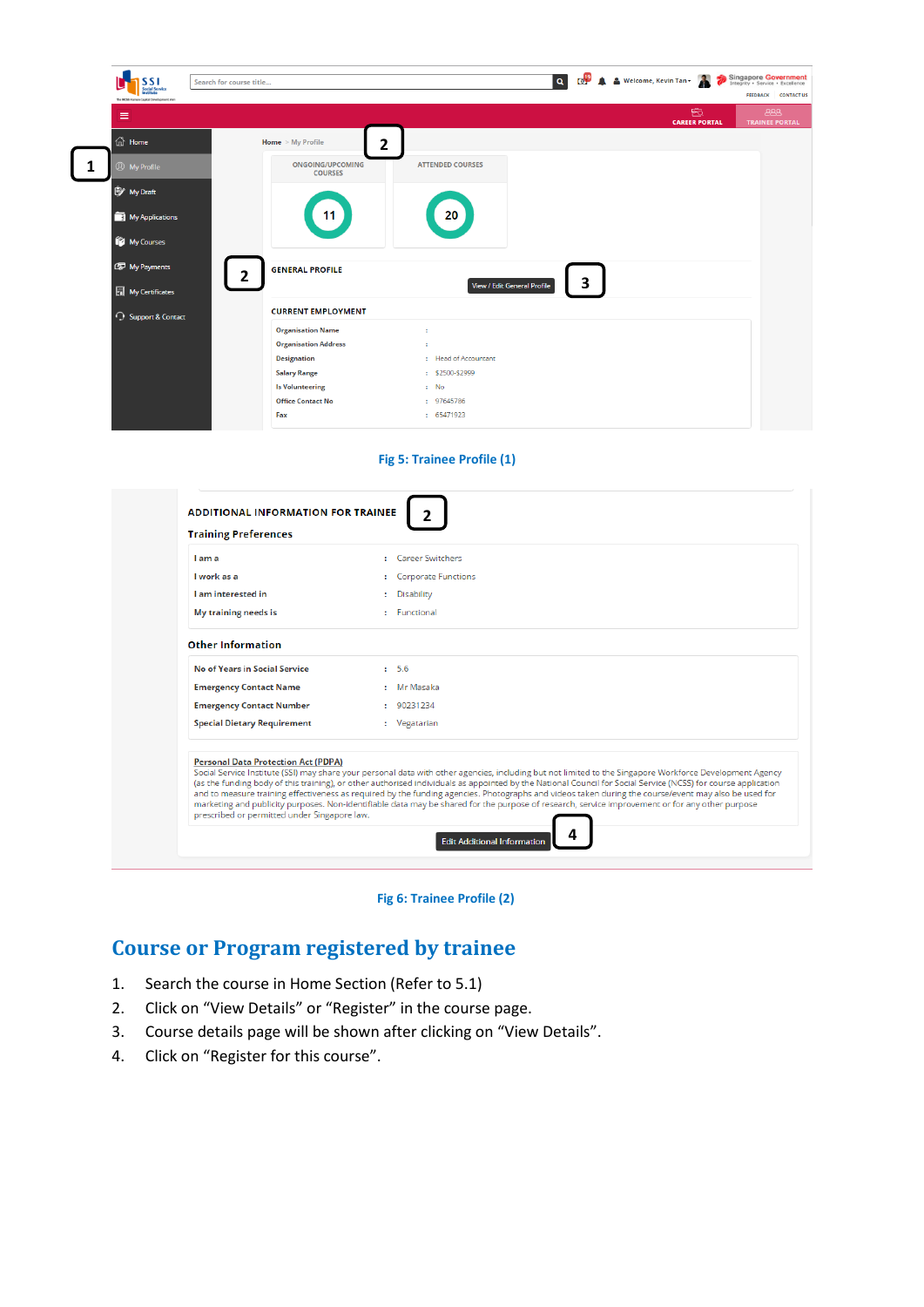Fig 5: Trainee Profile (1)

Fig 6: Trainee Profile (2)

## Course or Program registered by trainee

1. Search the course in Home Section (Refer to 5.1)
2. Click on “View Details” or “Register” in the course page.
3. Course details page will be shown after clicking on “View Details”.
4. Click on “Register for this course”.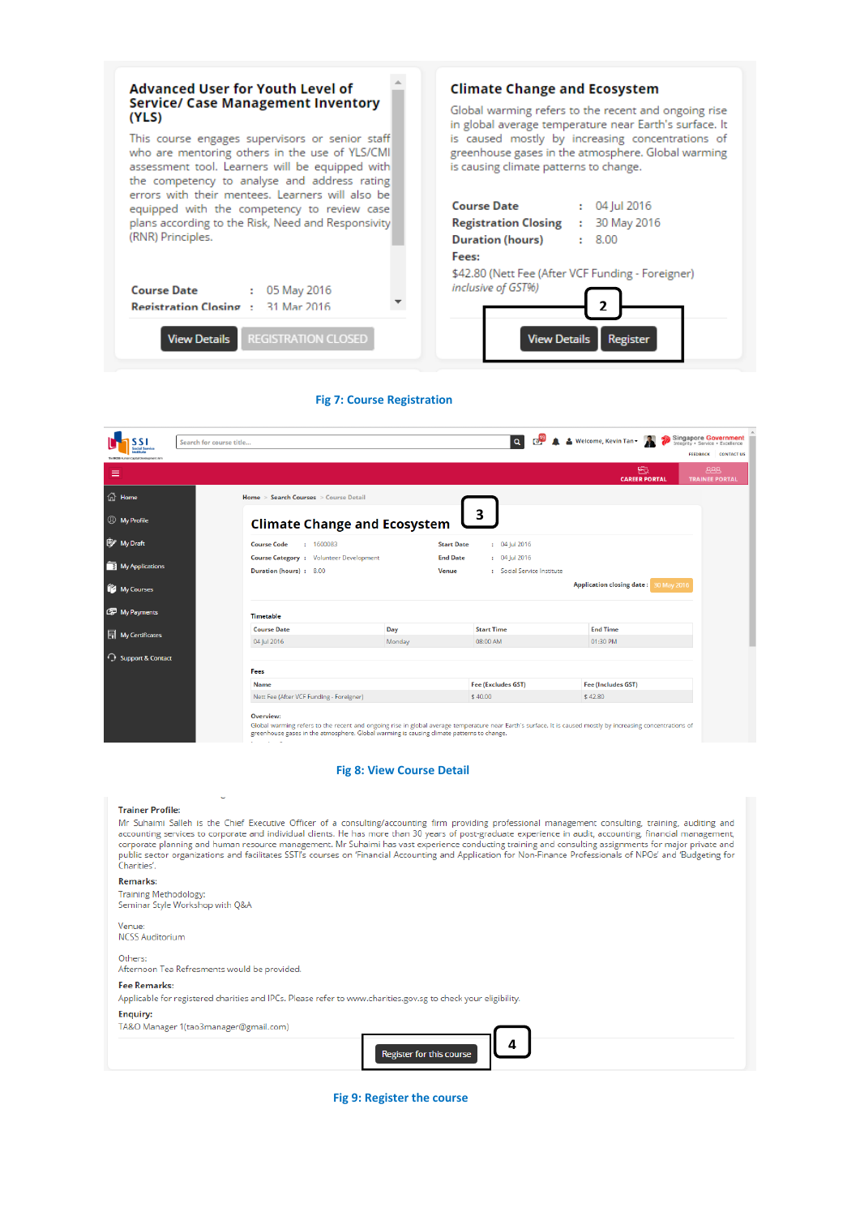**Advanced User for Youth Level of Service/ Case Management Inventory (YLS)**

This course engages supervisors or senior staff who are mentoring others in the use of YLS/CMI assessment tool. Learners will be equipped with the competency to analyse and address rating errors with their mentees. Learners will also be equipped with the competency to review case plans according to the Risk, Need and Responsivity (RNR) Principles.

Course Date : 05 May 2016
Registration Closing : 31 Mar 2016

View Details | REGISTRATION CLOSED

**Climate Change and Ecosystem**

Global warming refers to the recent and ongoing rise in global average temperature near Earth's surface. It is caused mostly by increasing concentrations of greenhouse gases in the atmosphere. Global warming is causing climate patterns to change.

Course Date : 04 Jul 2016
Registration Closing : 30 May 2016
Duration (hours) : 8.00
Fees:
$42.80 (Nett Fee (After VCF Funding - Foreigner)
*inclusive of GST%)*

2

View Details | Register

**Fig 7: Course Registration**

Home > Search Courses > Course Detail

3

**Climate Change and Ecosystem**

| | | | |
|---|---|---|---|
| Course Code | : 1600083 | Start Date | : 04 Jul 2016 |
| Course Category | : Volunteer Development | End Date | : 04 Jul 2016 |
| Duration (hours) | : 8.00 | Venue | : Social Service Institute |

Application closing date : 30 May 2016

Timetable

| Course Date | Day | Start Time | End Time |
|---|---|---|---|
| 04 Jul 2016 | Monday | 08:00 AM | 01:30 PM |

Fees

| Name | Fee (Excludes GST) | Fee (Includes GST) |
|---|---|---|
| Nett Fee (After VCF Funding - Foreigner) | $ 40.00 | $ 42.80 |

Overview:
Global warming refers to the recent and ongoing rise in global average temperature near Earth's surface. It is caused mostly by increasing concentrations of greenhouse gases in the atmosphere. Global warming is causing climate patterns to change.

**Fig 8: View Course Detail**

**Trainer Profile:**
Mr Suhaimi Salleh is the Chief Executive Officer of a consulting/accounting firm providing professional management consulting, training, auditing and accounting services to corporate and individual clients. He has more than 30 years of post-graduate experience in audit, accounting, financial management, corporate planning and human resource management. Mr Suhaimi has vast experience conducting training and consulting assignments for major private and public sector organizations and facilitates SSI's courses on 'Financial Accounting and Application for Non-Finance Professionals of NPOs' and 'Budgeting for Charities'.

**Remarks:**
Training Methodology:
Seminar Style Workshop with Q&A

Venue:
NCSS Auditorium

Others:
Afternoon Tea Refresments would be provided.

**Fee Remarks:**
Applicable for registered charities and IPCs. Please refer to www.charities.gov.sg to check your eligibility.

**Enquiry:**
TA&O Manager 1(tao3manager@gmail.com)

Register for this course

4

**Fig 9: Register the course**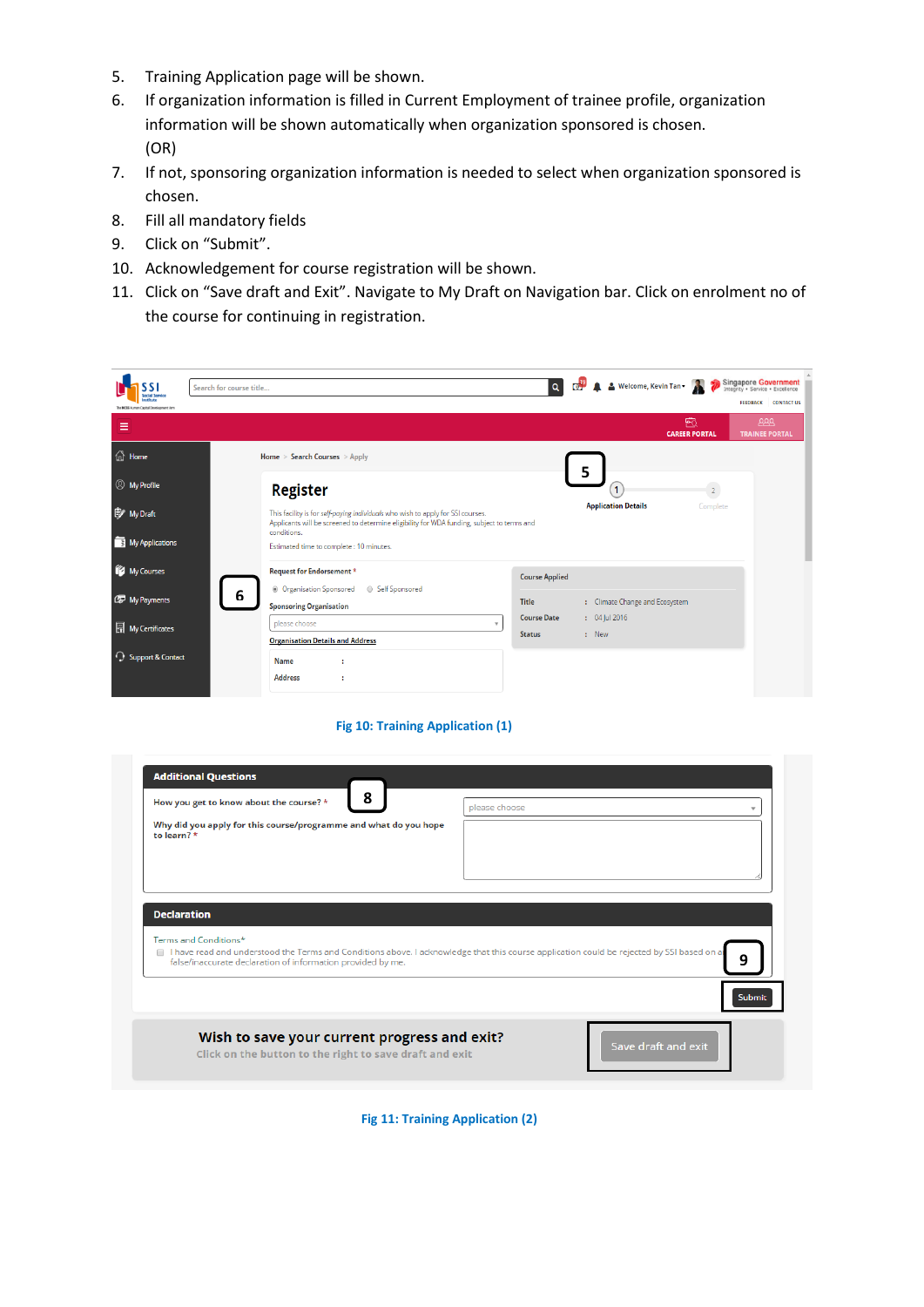5. Training Application page will be shown.
6. If organization information is filled in Current Employment of trainee profile, organization information will be shown automatically when organization sponsored is chosen.
   (OR)
7. If not, sponsoring organization information is needed to select when organization sponsored is chosen.
8. Fill all mandatory fields
9. Click on "Submit".
10. Acknowledgement for course registration will be shown.
11. Click on "Save draft and Exit". Navigate to My Draft on Navigation bar. Click on enrolment no of the course for continuing in registration.

Fig 10: Training Application (1)

Fig 11: Training Application (2)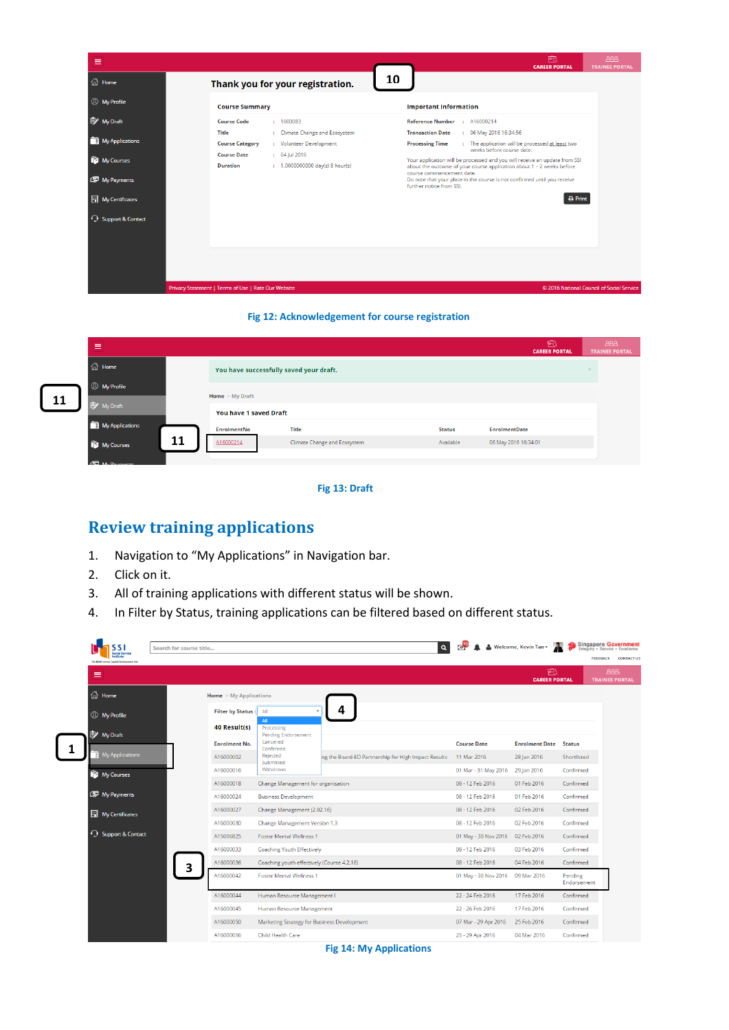Fig 12: Acknowledgement for course registration

Fig 13: Draft

## Review training applications

1. Navigation to “My Applications” in Navigation bar.
2. Click on it.
3. All of training applications with different status will be shown.
4. In Filter by Status, training applications can be filtered based on different status.

Fig 14: My Applications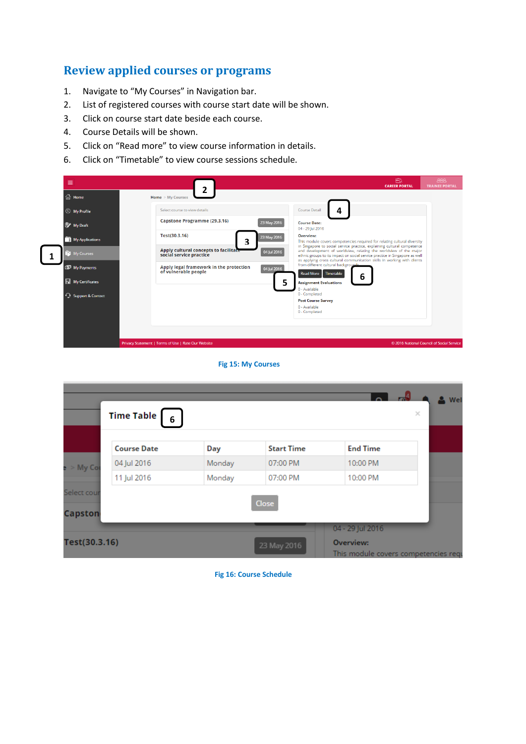## Review applied courses or programs

1. Navigate to "My Courses" in Navigation bar.
2. List of registered courses with course start date will be shown.
3. Click on course start date beside each course.
4. Course Details will be shown.
5. Click on "Read more" to view course information in details.
6. Click on "Timetable" to view course sessions schedule.

Fig 15: My Courses

Fig 16: Course Schedule